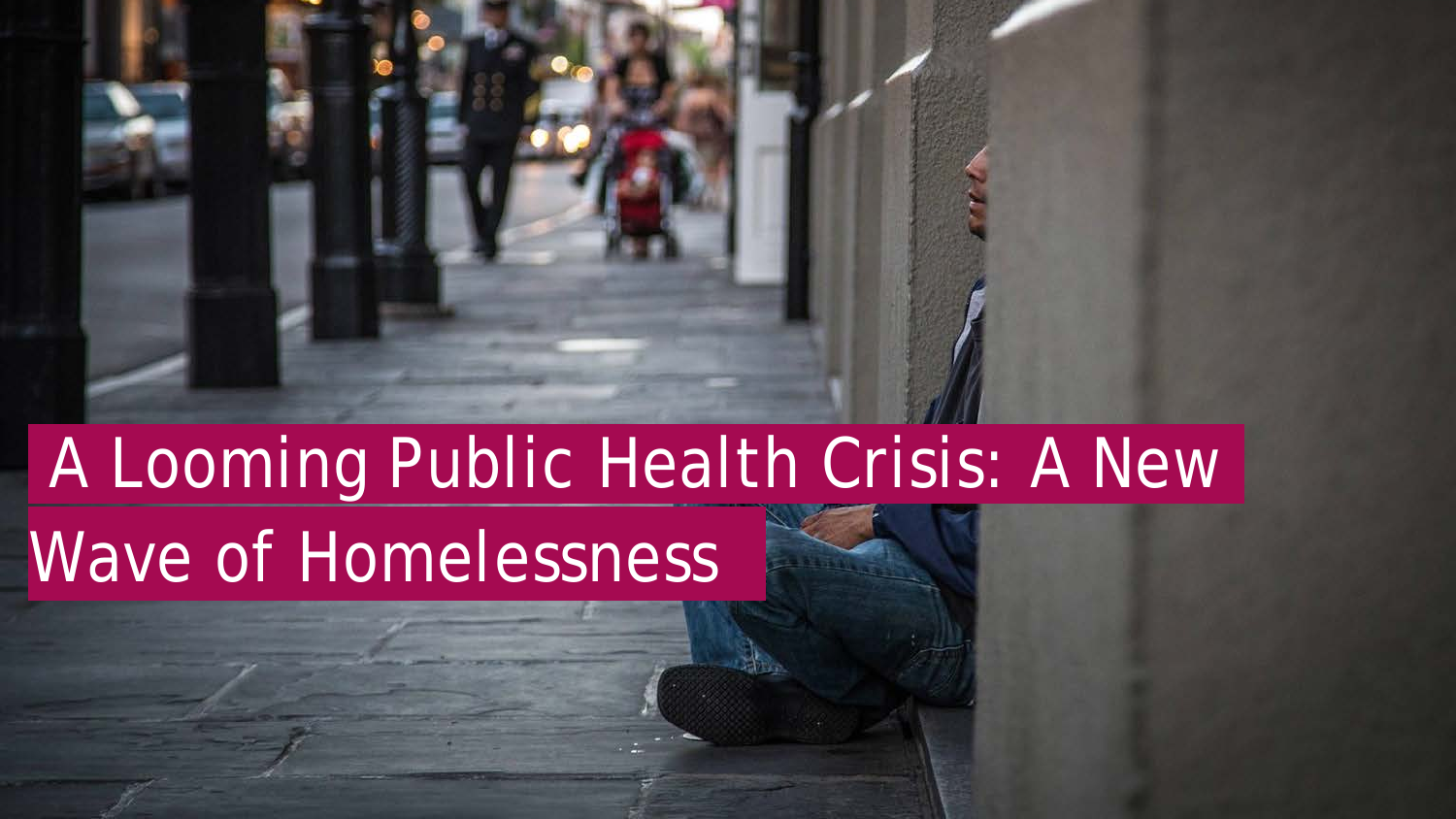# A Looming Public Health Crisis: A New Wave of Homelessness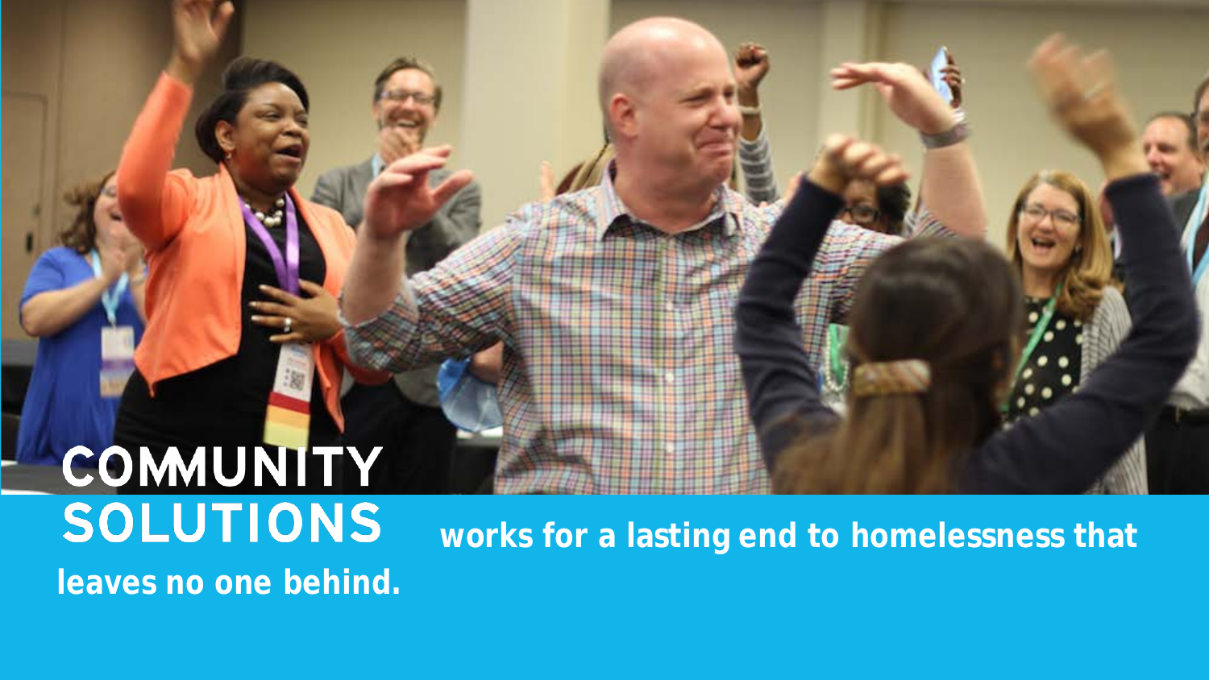**COMMUNITY SOLUTIONS** **works for a lasting end to homelessness that leaves no one behind.**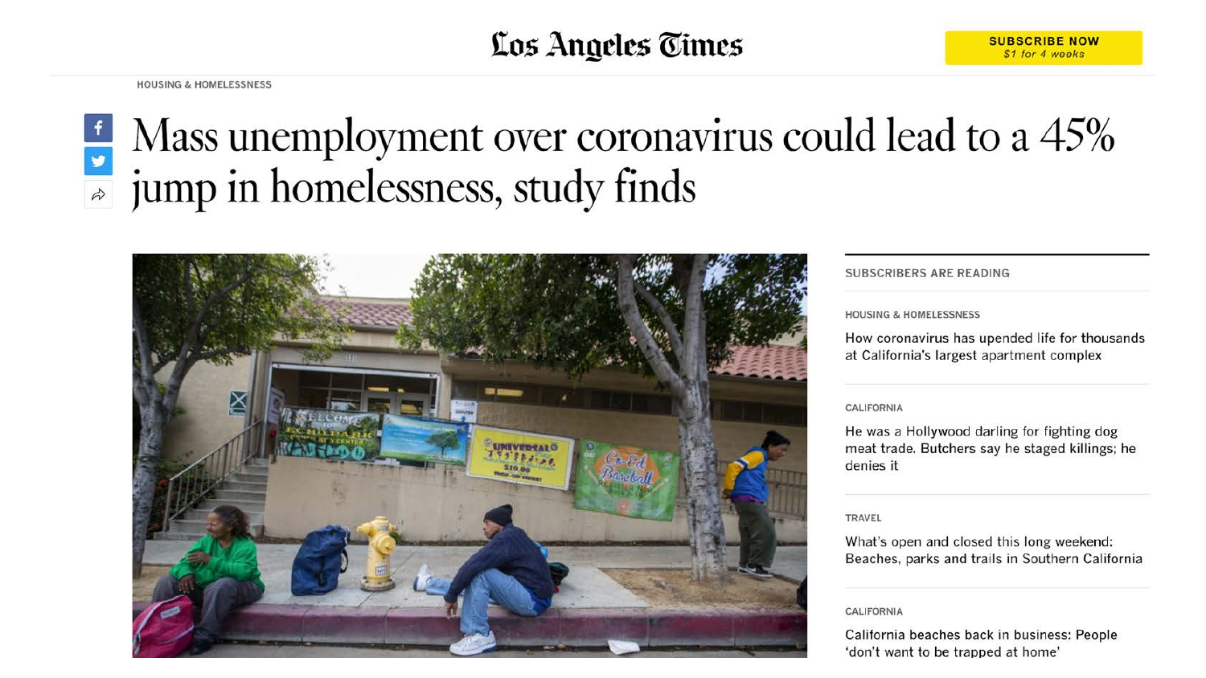# Los Angeles Times

SUBSCRIBE NOW
*$1 for 4 weeks*

HOUSING & HOMELESSNESS

# Mass unemployment over coronavirus could lead to a 45% jump in homelessness, study finds

SUBSCRIBERS ARE READING

HOUSING & HOMELESSNESS

How coronavirus has upended life for thousands at California's largest apartment complex

CALIFORNIA

He was a Hollywood darling for fighting dog meat trade. Butchers say he staged killings; he denies it

TRAVEL

What's open and closed this long weekend: Beaches, parks and trails in Southern California

CALIFORNIA

California beaches back in business: People 'don't want to be trapped at home'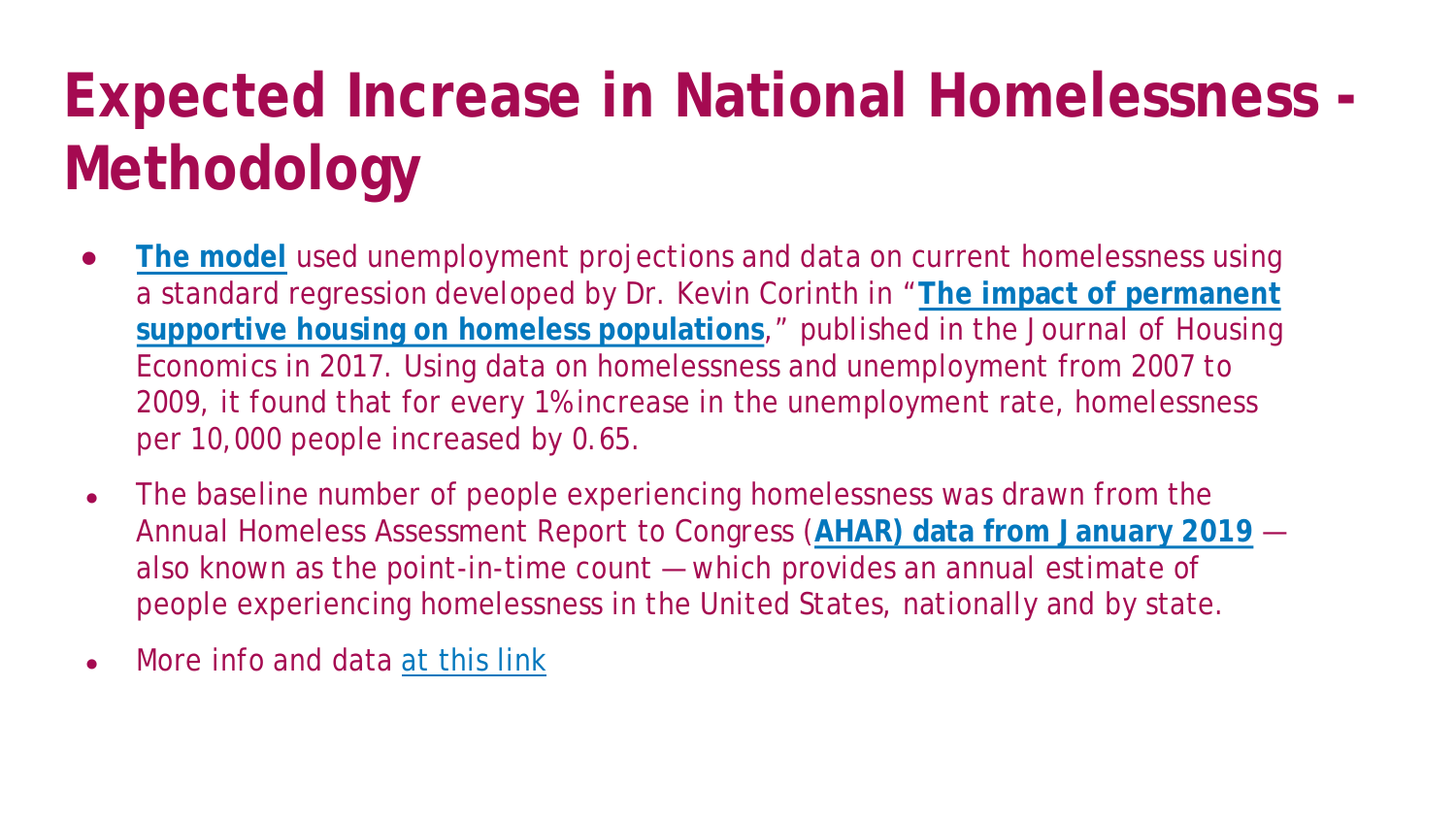# Expected Increase in National Homelessness - Methodology

- **The model** used unemployment projections and data on current homelessness using a standard regression developed by Dr. Kevin Corinth in "**The impact of permanent supportive housing on homeless populations**," published in the Journal of Housing Economics in 2017. Using data on homelessness and unemployment from 2007 to 2009, it found that for every 1% increase in the unemployment rate, homelessness per 10,000 people increased by 0.65.
- The baseline number of people experiencing homelessness was drawn from the Annual Homeless Assessment Report to Congress (**AHAR) data from January 2019** — also known as the point-in-time count — which provides an annual estimate of people experiencing homelessness in the United States, nationally and by state.
- More info and data at this link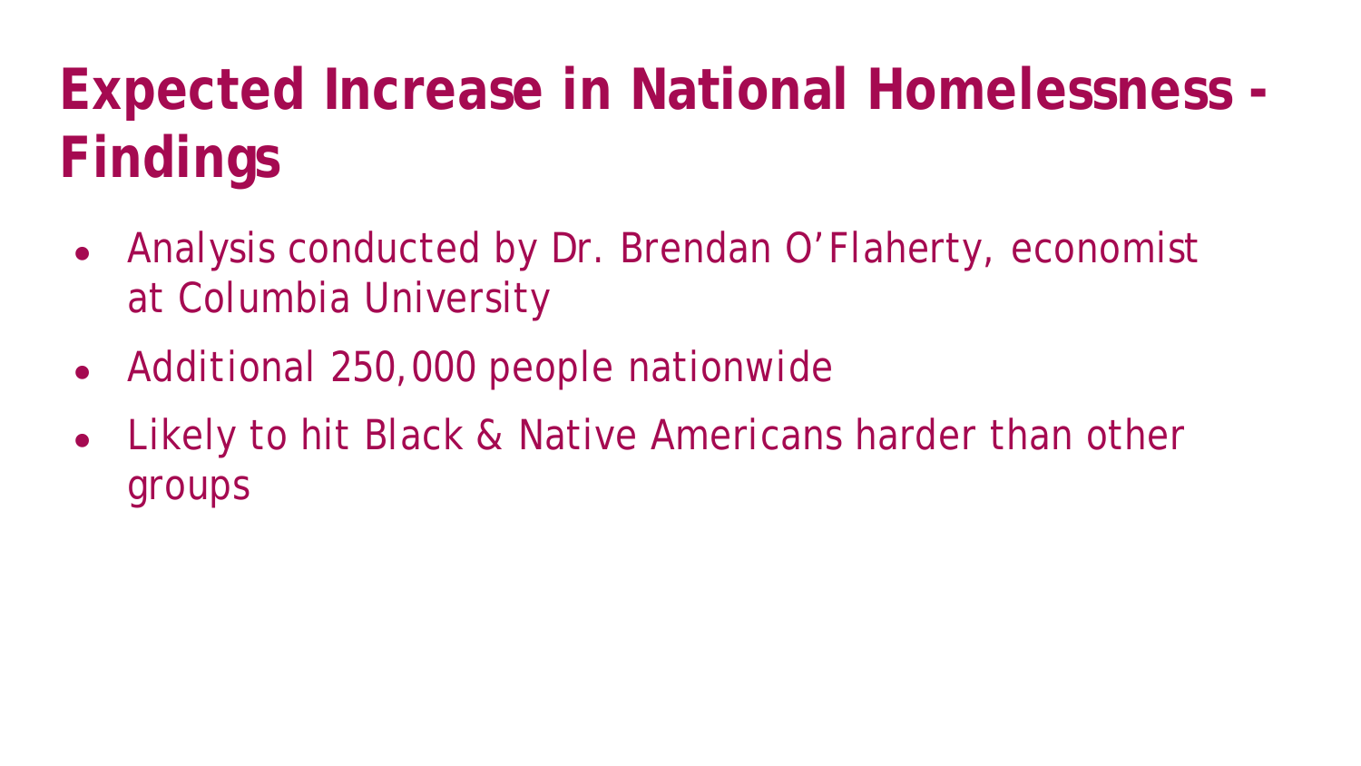# Expected Increase in National Homelessness - Findings

- Analysis conducted by Dr. Brendan O’Flaherty, economist at Columbia University
- Additional 250,000 people nationwide
- Likely to hit Black & Native Americans harder than other groups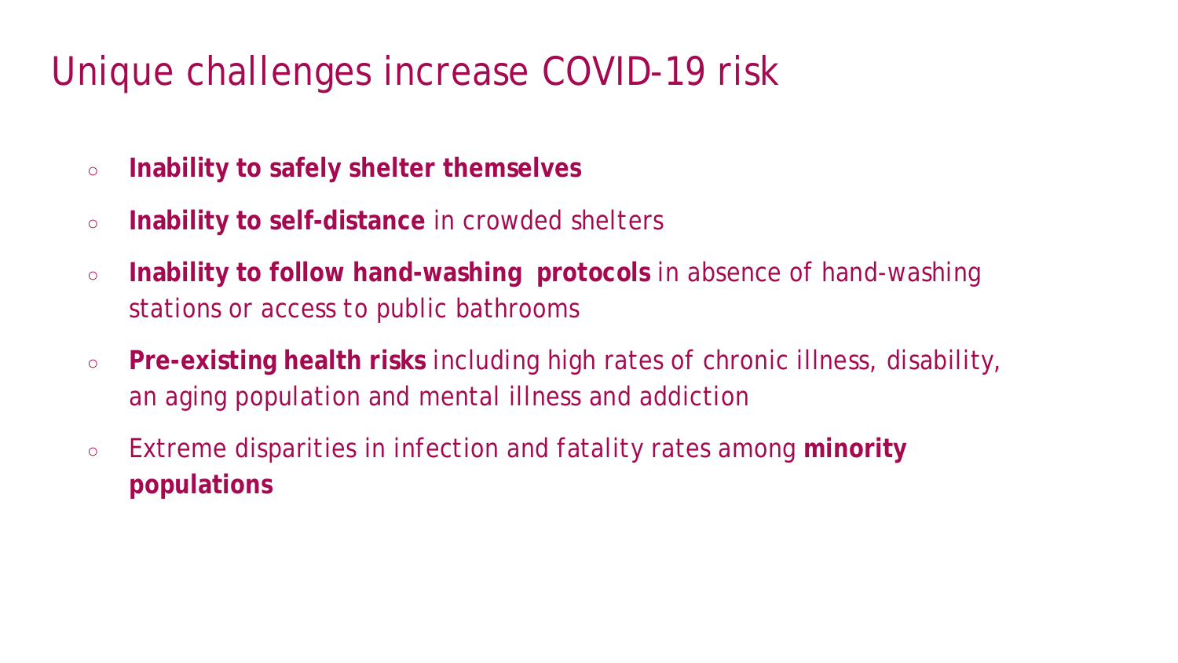# Unique challenges increase COVID-19 risk

- **Inability to safely shelter themselves**
- **Inability to self-distance** in crowded shelters
- **Inability to follow hand-washing protocols** in absence of hand-washing stations or access to public bathrooms
- **Pre-existing health risks** including high rates of chronic illness, disability, an aging population and mental illness and addiction
- Extreme disparities in infection and fatality rates among **minority populations**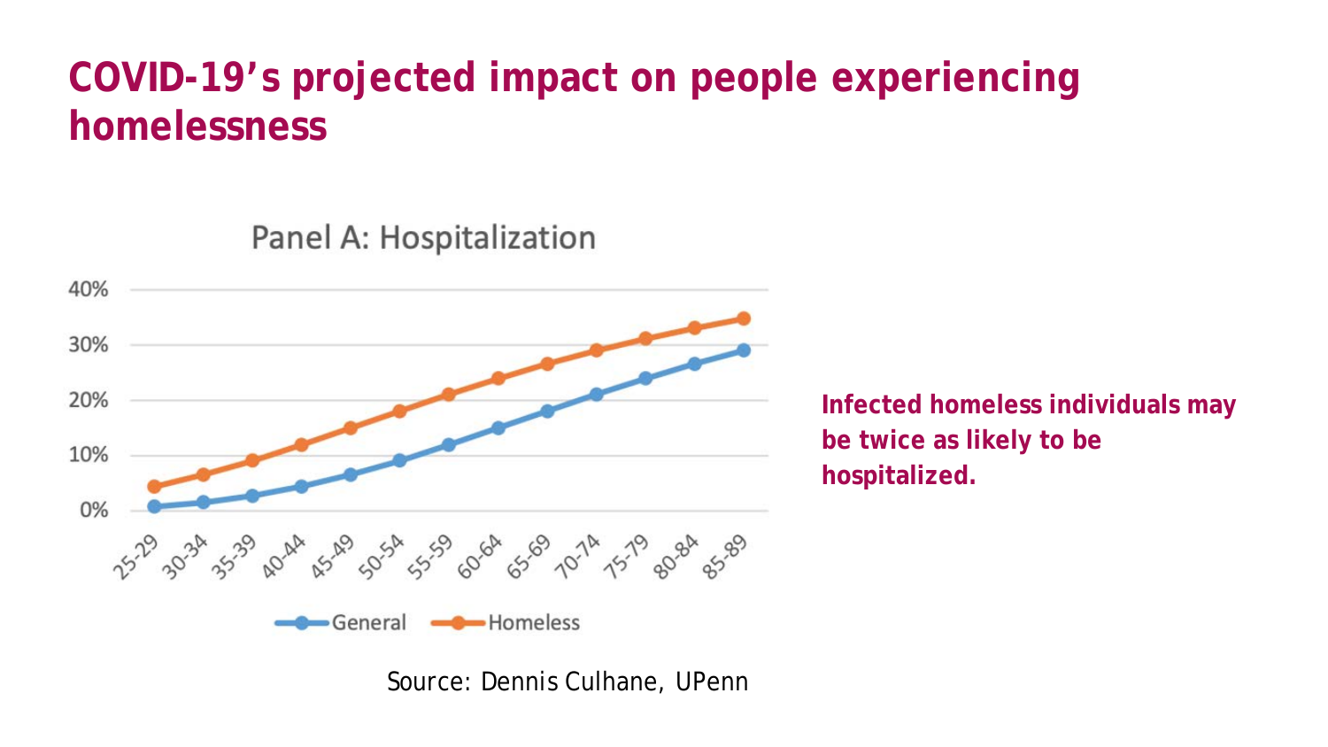# COVID-19's projected impact on people experiencing homelessness

Panel A: Hospitalization

Infected homeless individuals may be twice as likely to be hospitalized.

Source: Dennis Culhane, UPenn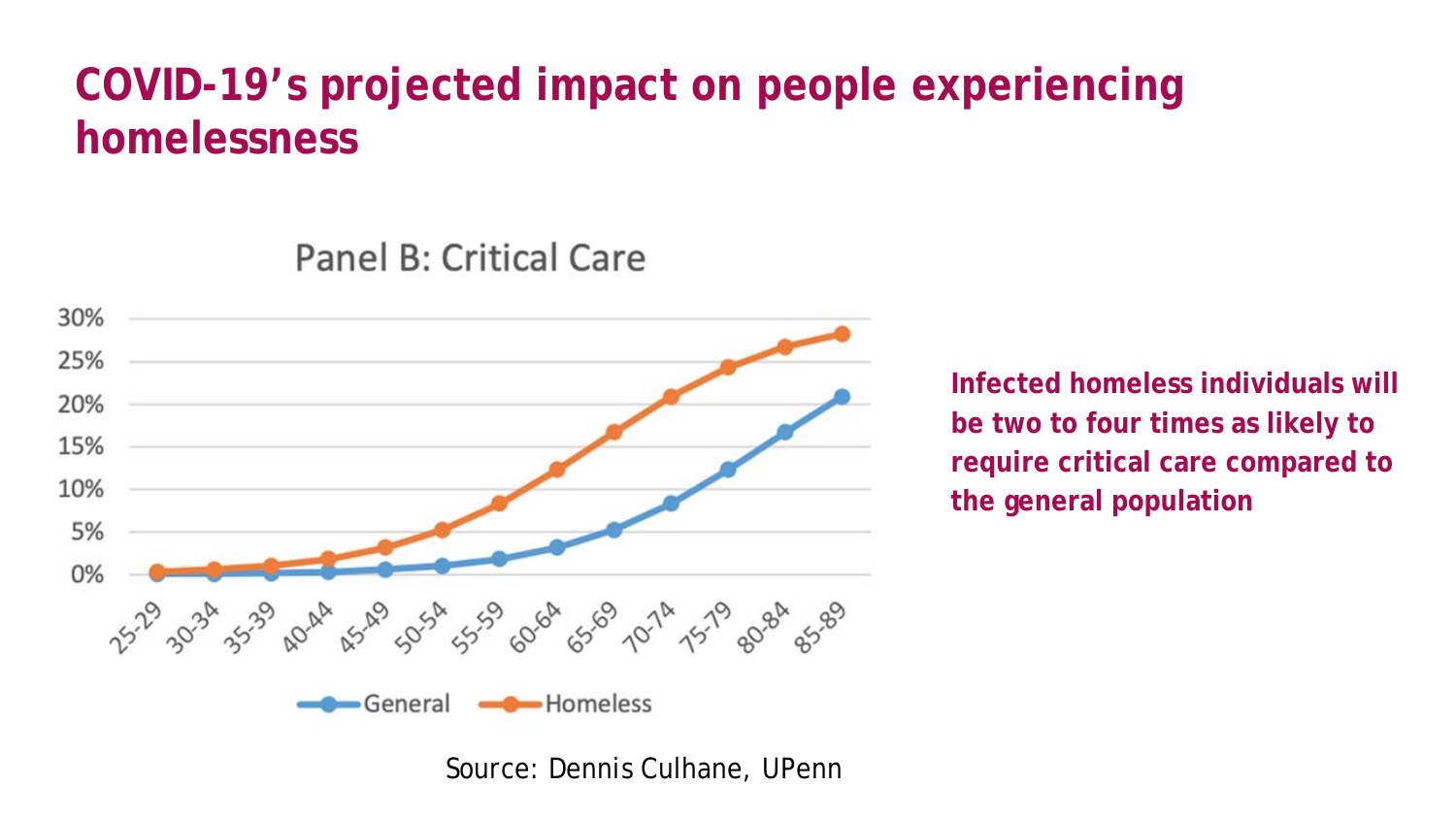# COVID-19's projected impact on people experiencing homelessness

Panel B: Critical Care

Infected homeless individuals will be two to four times as likely to require critical care compared to the general population

Source: Dennis Culhane, UPenn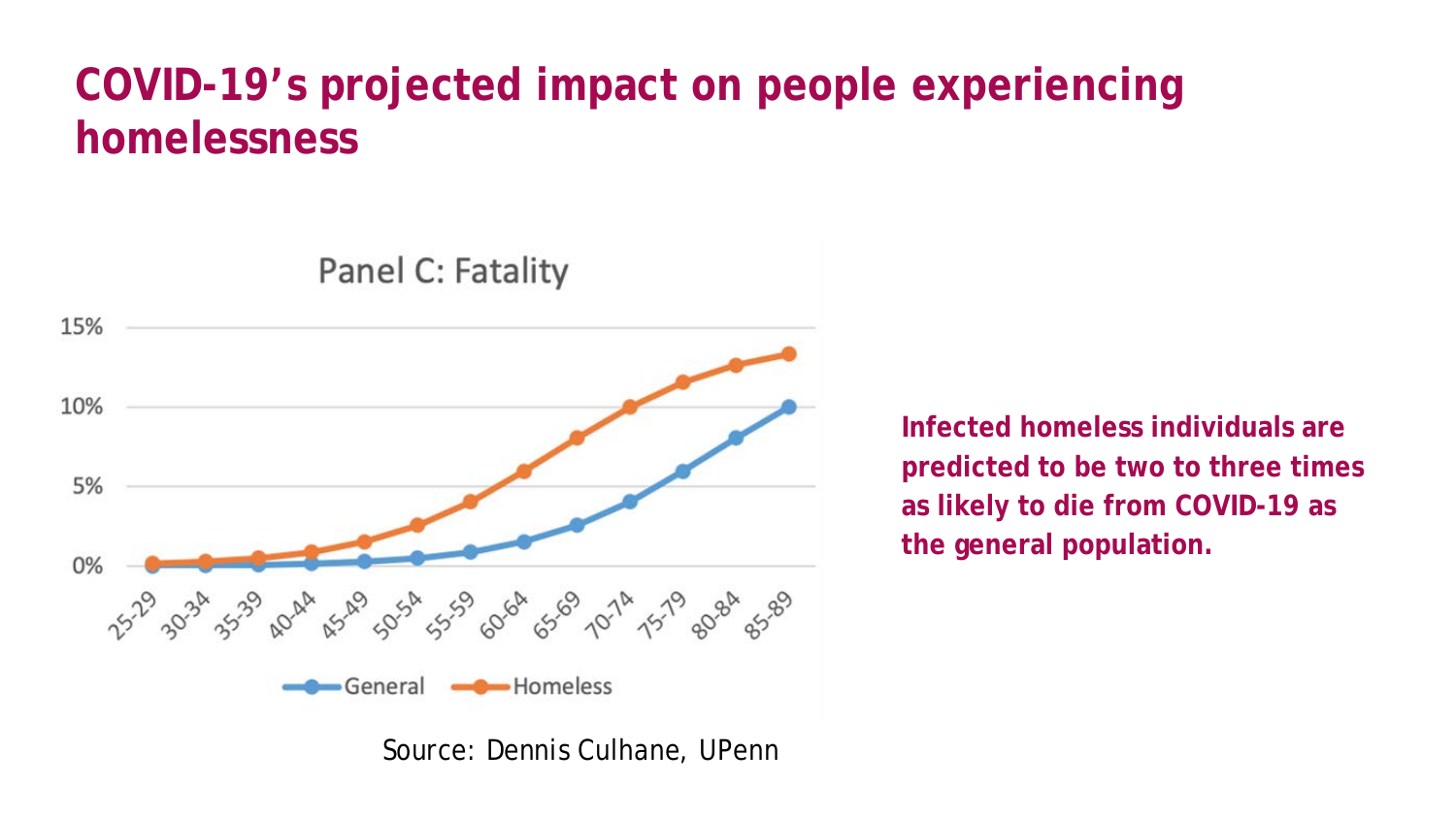# COVID-19's projected impact on people experiencing homelessness

Panel C: Fatality

15%

10%

5%

0%

25-29 30-34 35-39 40-44 45-49 50-54 55-59 60-64 65-69 70-74 75-79 80-84 85-89

General Homeless

**Infected homeless individuals are predicted to be two to three times as likely to die from COVID-19 as the general population.**

Source: Dennis Culhane, UPenn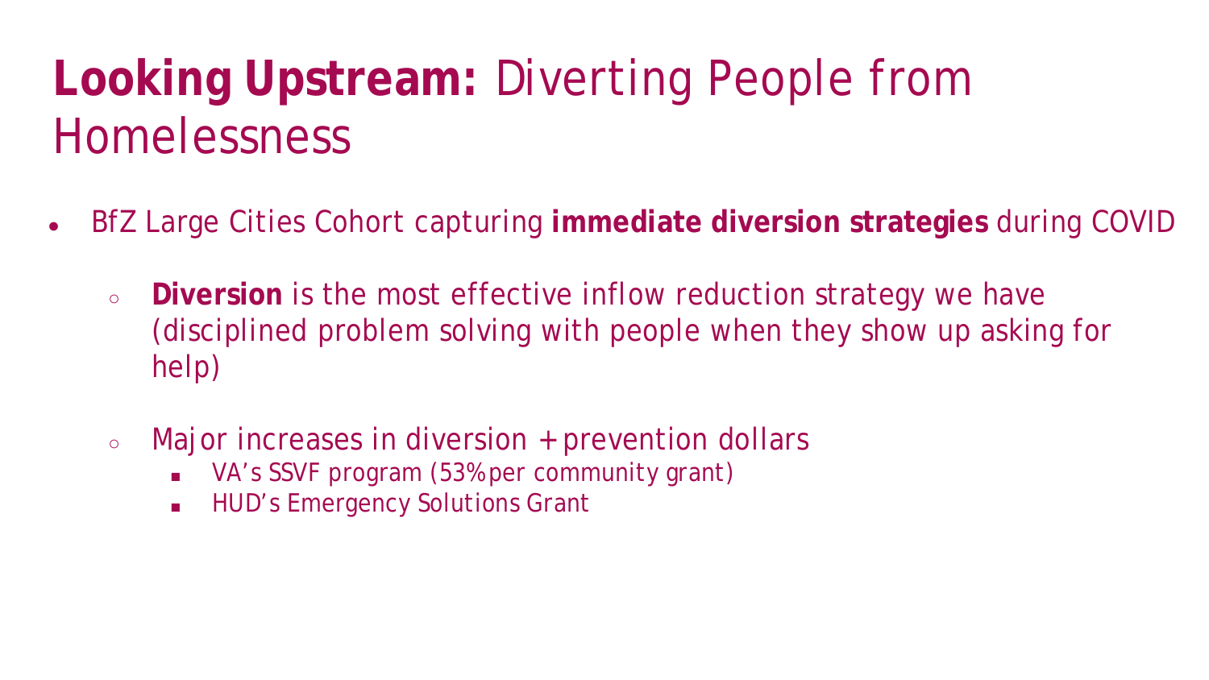# **Looking Upstream:** Diverting People from Homelessness

- BfZ Large Cities Cohort capturing **immediate diversion strategies** during COVID
  - **Diversion** is the most effective inflow reduction strategy we have (disciplined problem solving with people when they show up asking for help)
  - Major increases in diversion + prevention dollars
    - VA's SSVF program (53% per community grant)
    - HUD's Emergency Solutions Grant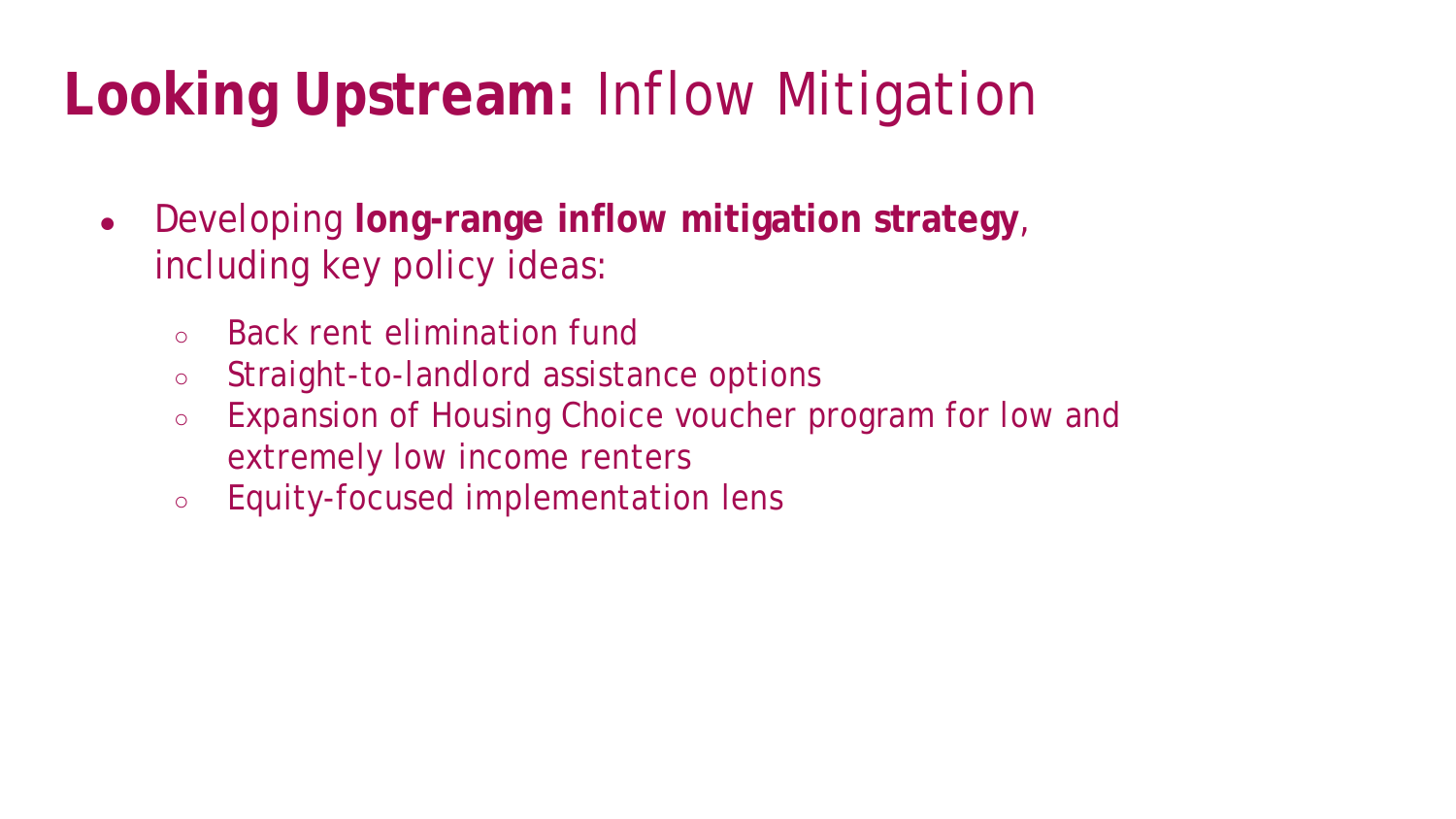# **Looking Upstream:** Inflow Mitigation

- Developing **long-range inflow mitigation strategy**, including key policy ideas:
  - Back rent elimination fund
  - Straight-to-landlord assistance options
  - Expansion of Housing Choice voucher program for low and extremely low income renters
  - Equity-focused implementation lens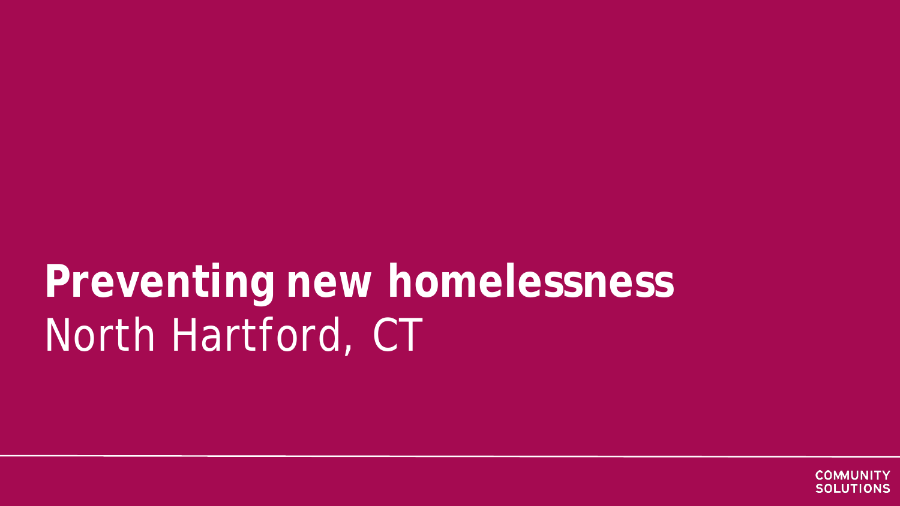# Preventing new homelessness

North Hartford, CT

COMMUNITY SOLUTIONS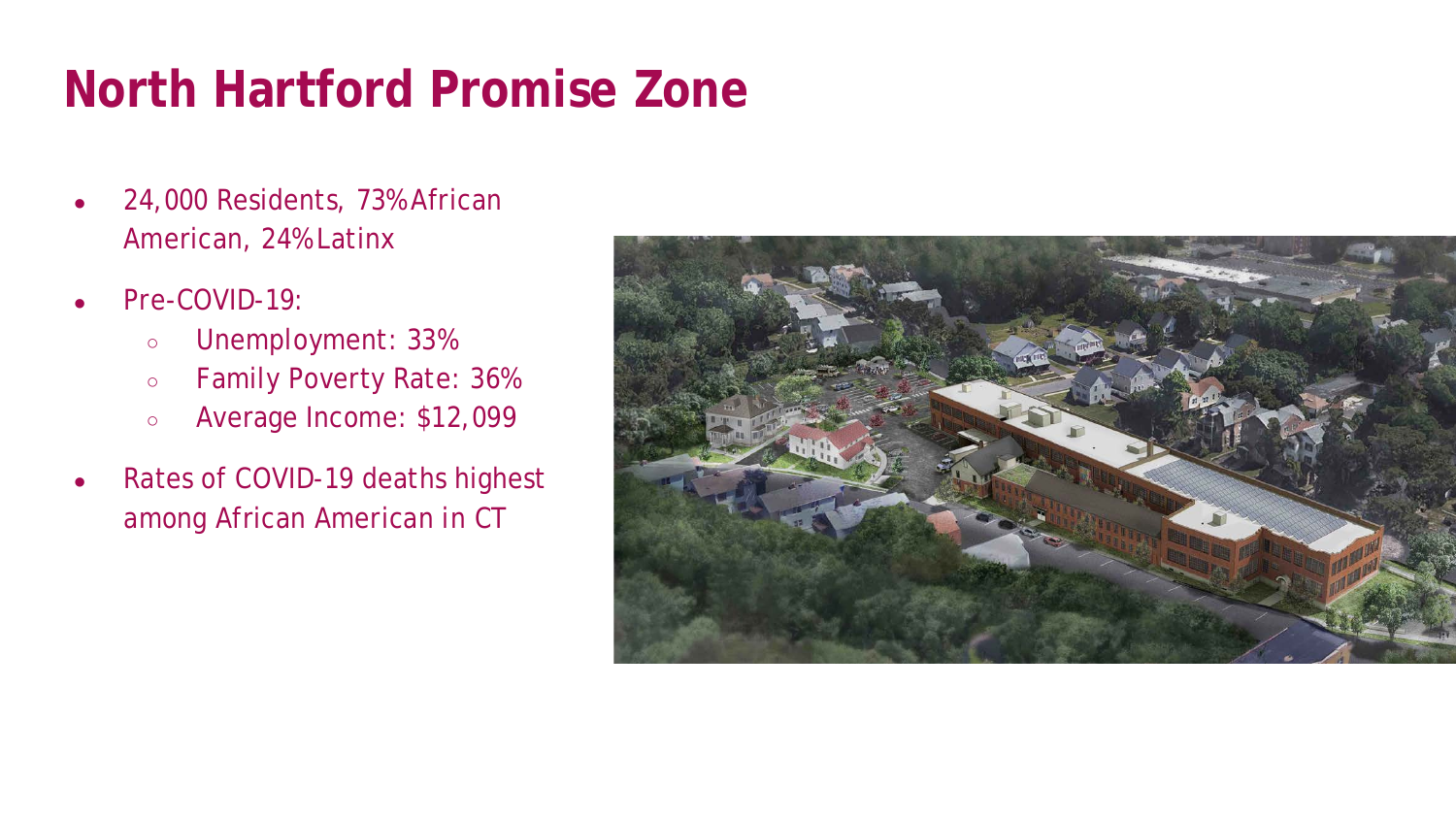# North Hartford Promise Zone

- 24,000 Residents, 73% African American, 24% Latinx
- Pre-COVID-19:
  - Unemployment: 33%
  - Family Poverty Rate: 36%
  - Average Income: $12,099
- Rates of COVID-19 deaths highest among African American in CT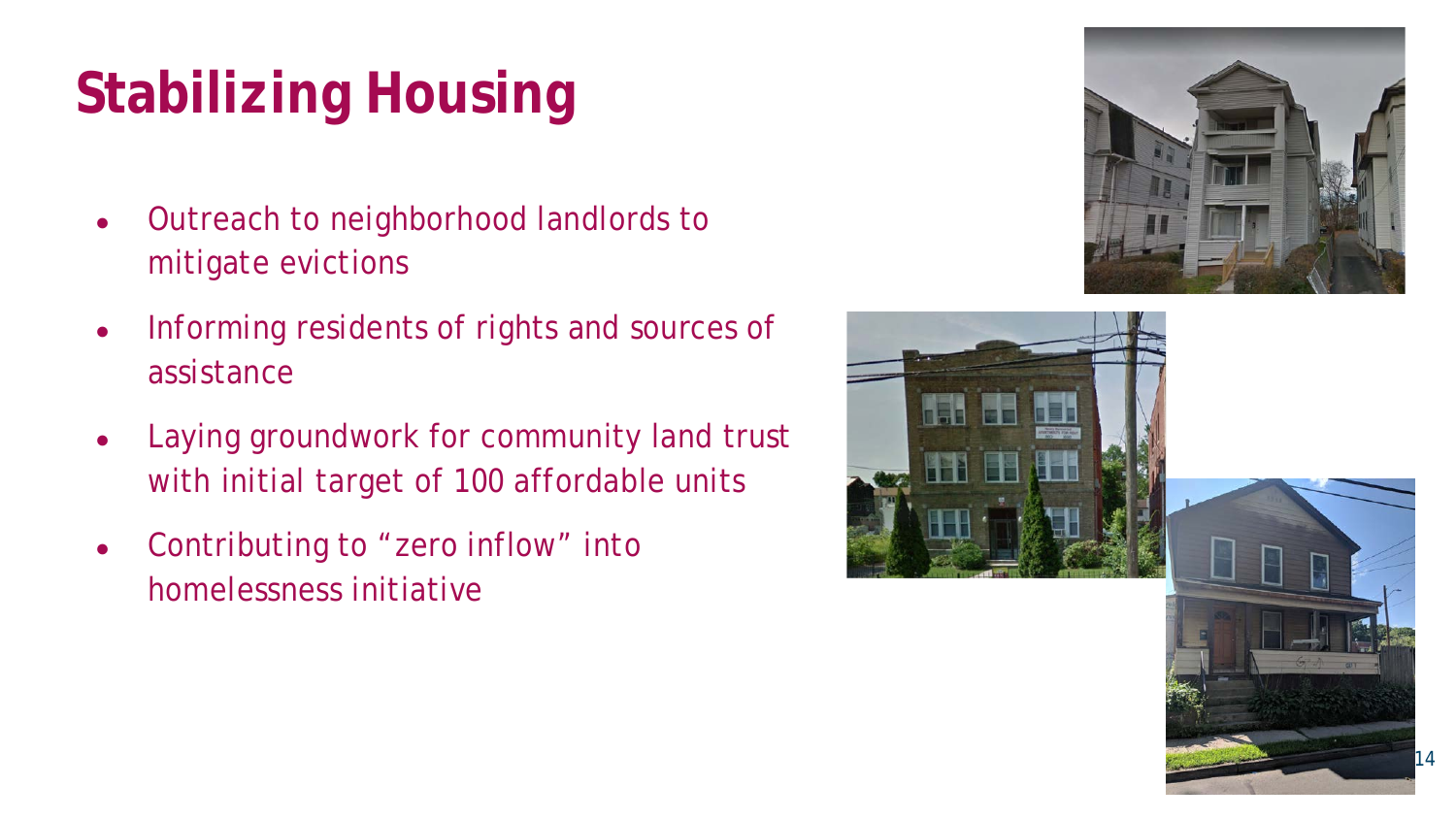# Stabilizing Housing

- Outreach to neighborhood landlords to mitigate evictions
- Informing residents of rights and sources of assistance
- Laying groundwork for community land trust with initial target of 100 affordable units
- Contributing to "zero inflow" into homelessness initiative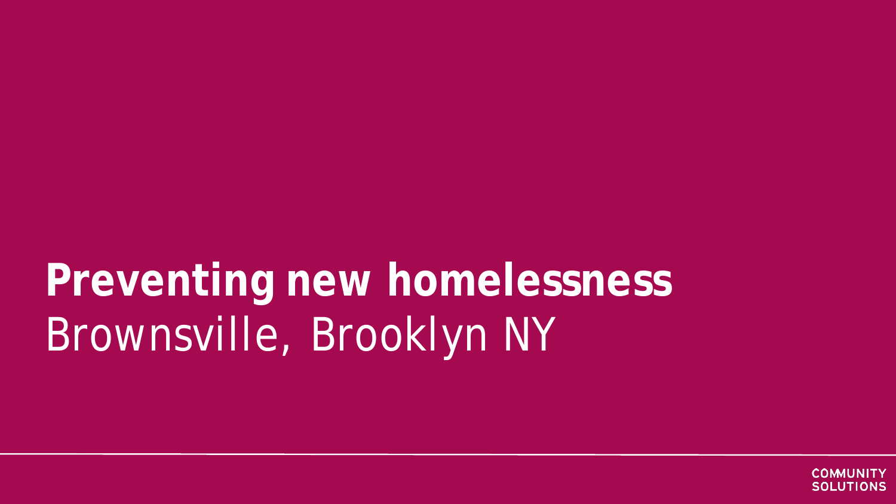# Preventing new homelessness

Brownsville, Brooklyn NY

COMMUNITY SOLUTIONS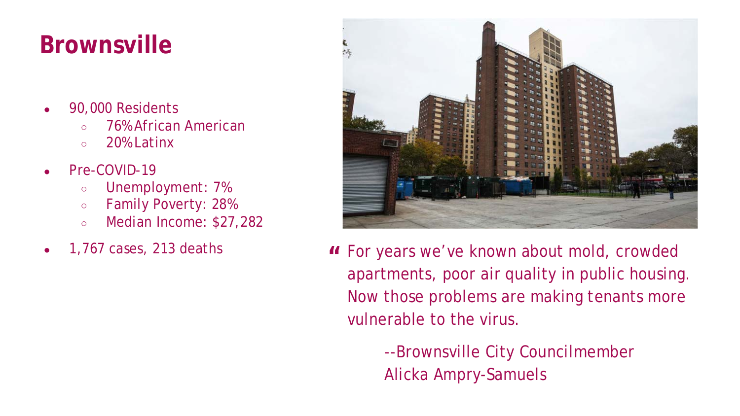# Brownsville

- 90,000 Residents
  - 76% African American
  - 20% Latinx
- Pre-COVID-19
  - Unemployment: 7%
  - Family Poverty: 28%
  - Median Income: $27,282
- 1,767 cases, 213 deaths

> "For years we've known about mold, crowded apartments, poor air quality in public housing. Now those problems are making tenants more vulnerable to the virus.
>
> --Brownsville City Councilmember Alicka Ampry-Samuels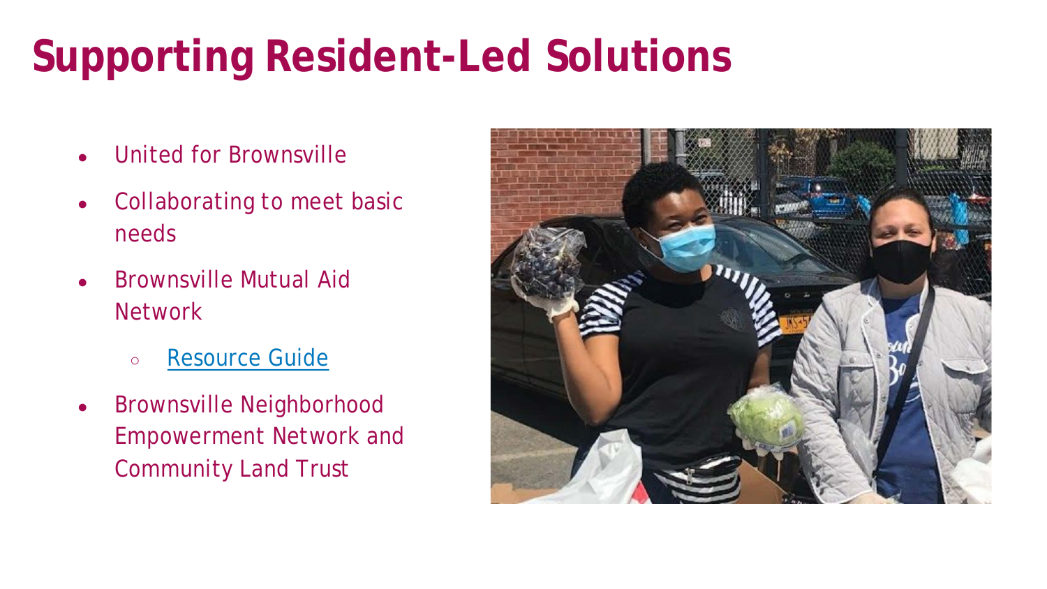# Supporting Resident-Led Solutions

- United for Brownsville
- Collaborating to meet basic needs
- Brownsville Mutual Aid Network
  - Resource Guide
- Brownsville Neighborhood Empowerment Network and Community Land Trust